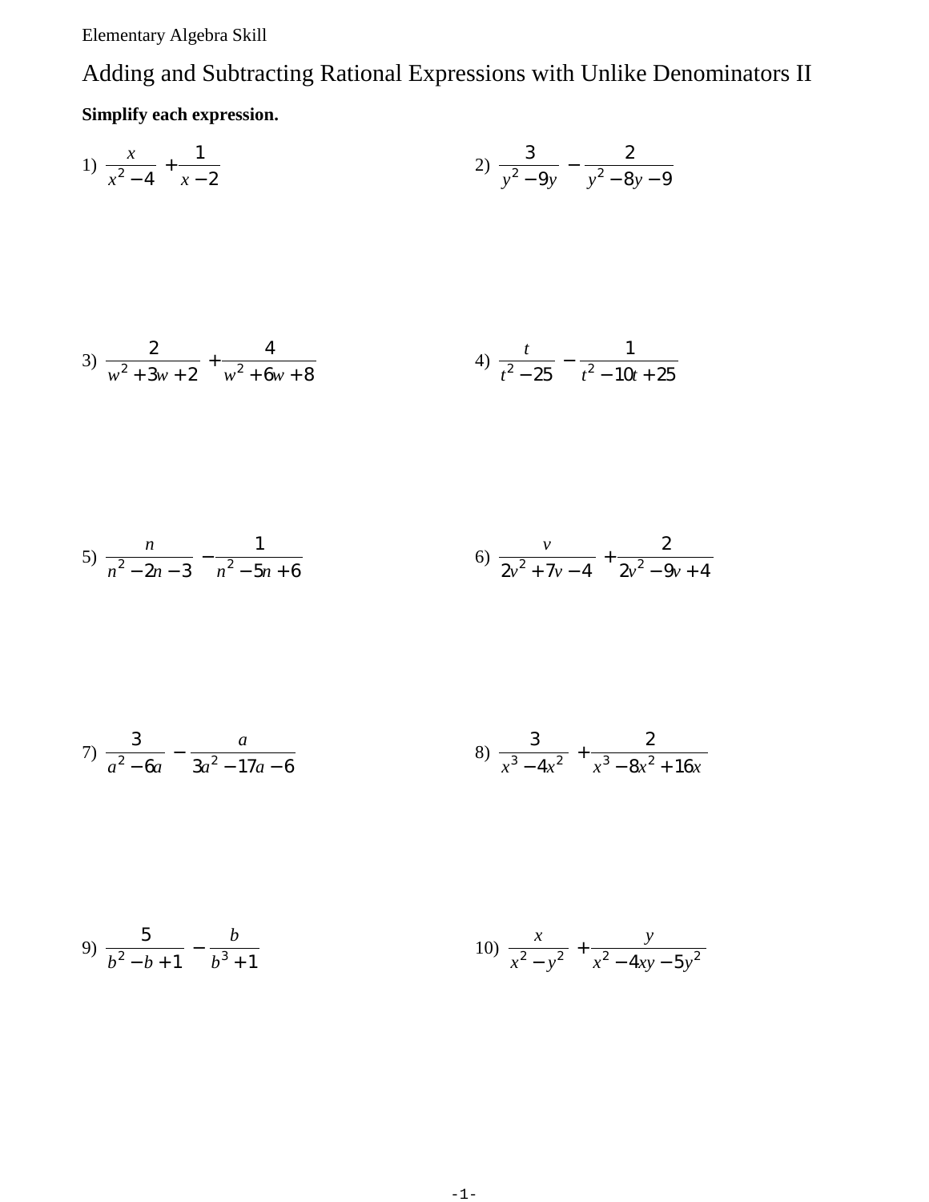Elementary Algebra Skill

# Adding and Subtracting Rational Expressions with Unlike Denominators II

**Simplify each expression.**

1) $\dfrac{x}{x^2 - 4} + \dfrac{1}{x - 2}$

2) $\dfrac{3}{y^2 - 9y} - \dfrac{2}{y^2 - 8y - 9}$

3) $\dfrac{2}{w^2 + 3w + 2} + \dfrac{4}{w^2 + 6w + 8}$

4) $\dfrac{t}{t^2 - 25} - \dfrac{1}{t^2 - 10t + 25}$

5) $\dfrac{n}{n^2 - 2n - 3} - \dfrac{1}{n^2 - 5n + 6}$

6) $\dfrac{v}{2v^2 + 7v - 4} + \dfrac{2}{2v^2 - 9v + 4}$

7) $\dfrac{3}{a^2 - 6a} - \dfrac{a}{3a^2 - 17a - 6}$

8) $\dfrac{3}{x^3 - 4x^2} + \dfrac{2}{x^3 - 8x^2 + 16x}$

9) $\dfrac{5}{b^2 - b + 1} - \dfrac{b}{b^3 + 1}$

10) $\dfrac{x}{x^2 - y^2} + \dfrac{y}{x^2 - 4xy - 5y^2}$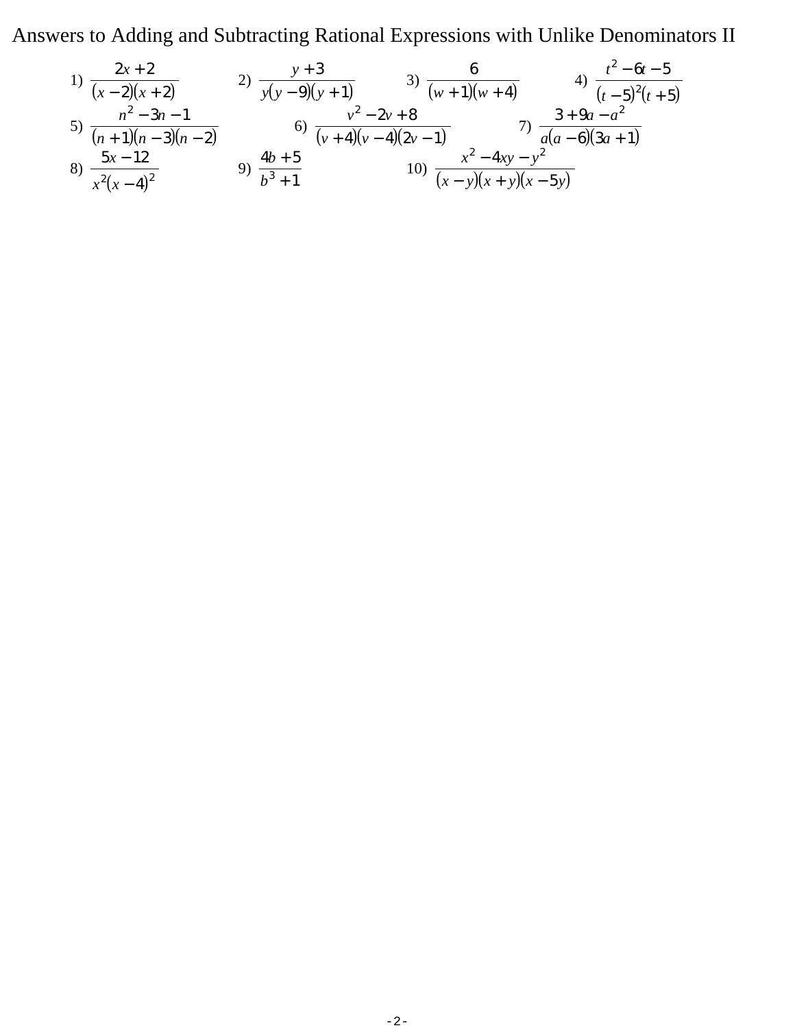# Answers to Adding and Subtracting Rational Expressions with Unlike Denominators II

1) $\dfrac{2x+2}{(x-2)(x+2)}$

2) $\dfrac{y+3}{y(y-9)(y+1)}$

3) $\dfrac{6}{(w+1)(w+4)}$

4) $\dfrac{t^2-6t-5}{(t-5)^2(t+5)}$

5) $\dfrac{n^2-3n-1}{(n+1)(n-3)(n-2)}$

6) $\dfrac{v^2-2v+8}{(v+4)(v-4)(2v-1)}$

7) $\dfrac{3+9a-a^2}{a(a-6)(3a+1)}$

8) $\dfrac{5x-12}{x^2(x-4)^2}$

9) $\dfrac{4b+5}{b^3+1}$

10) $\dfrac{x^2-4xy-y^2}{(x-y)(x+y)(x-5y)}$